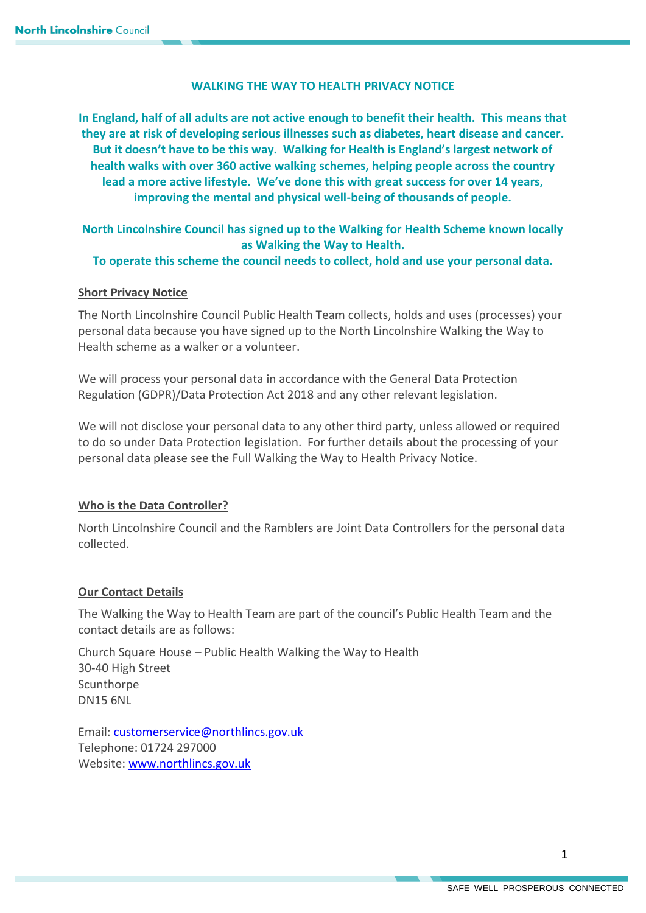# WALKING THE WAY TO HEALTH PRIVACY NOTICE

**In England, half of all adults are not active enough to benefit their health. This means that they are at risk of developing serious illnesses such as diabetes, heart disease and cancer. But it doesn't have to be this way. Walking for Health is England's largest network of health walks with over 360 active walking schemes, helping people across the country lead a more active lifestyle. We've done this with great success for over 14 years, improving the mental and physical well-being of thousands of people.**

**North Lincolnshire Council has signed up to the Walking for Health Scheme known locally as Walking the Way to Health.**
**To operate this scheme the council needs to collect, hold and use your personal data.**

## Short Privacy Notice

The North Lincolnshire Council Public Health Team collects, holds and uses (processes) your personal data because you have signed up to the North Lincolnshire Walking the Way to Health scheme as a walker or a volunteer.

We will process your personal data in accordance with the General Data Protection Regulation (GDPR)/Data Protection Act 2018 and any other relevant legislation.

We will not disclose your personal data to any other third party, unless allowed or required to do so under Data Protection legislation. For further details about the processing of your personal data please see the Full Walking the Way to Health Privacy Notice.

## Who is the Data Controller?

North Lincolnshire Council and the Ramblers are Joint Data Controllers for the personal data collected.

## Our Contact Details

The Walking the Way to Health Team are part of the council's Public Health Team and the contact details are as follows:

Church Square House – Public Health Walking the Way to Health
30-40 High Street
Scunthorpe
DN15 6NL

Email: customerservice@northlincs.gov.uk
Telephone: 01724 297000
Website: www.northlincs.gov.uk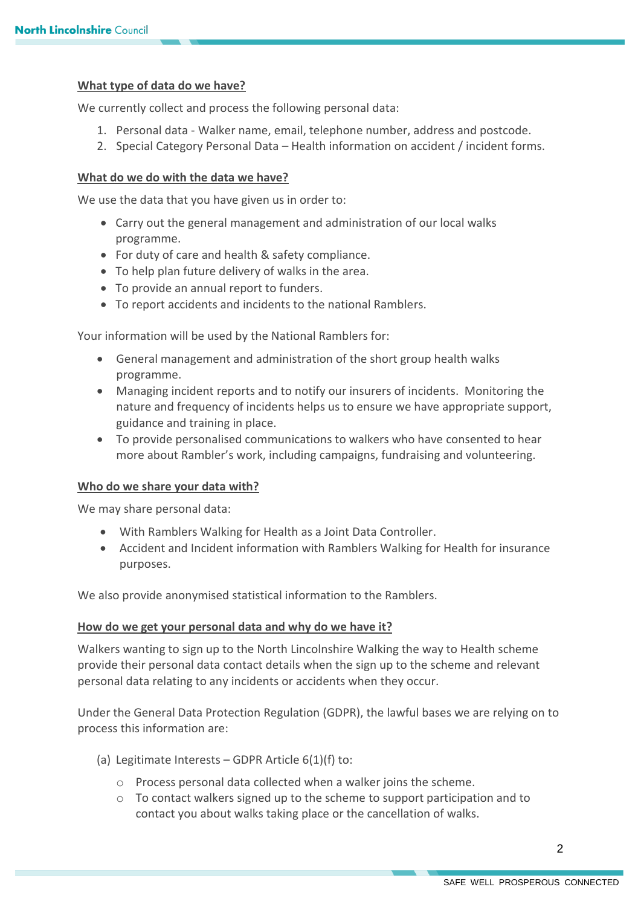## What type of data do we have?

We currently collect and process the following personal data:

1. Personal data - Walker name, email, telephone number, address and postcode.
2. Special Category Personal Data – Health information on accident / incident forms.

## What do we do with the data we have?

We use the data that you have given us in order to:

- Carry out the general management and administration of our local walks programme.
- For duty of care and health & safety compliance.
- To help plan future delivery of walks in the area.
- To provide an annual report to funders.
- To report accidents and incidents to the national Ramblers.

Your information will be used by the National Ramblers for:

- General management and administration of the short group health walks programme.
- Managing incident reports and to notify our insurers of incidents. Monitoring the nature and frequency of incidents helps us to ensure we have appropriate support, guidance and training in place.
- To provide personalised communications to walkers who have consented to hear more about Rambler's work, including campaigns, fundraising and volunteering.

## Who do we share your data with?

We may share personal data:

- With Ramblers Walking for Health as a Joint Data Controller.
- Accident and Incident information with Ramblers Walking for Health for insurance purposes.

We also provide anonymised statistical information to the Ramblers.

## How do we get your personal data and why do we have it?

Walkers wanting to sign up to the North Lincolnshire Walking the way to Health scheme provide their personal data contact details when the sign up to the scheme and relevant personal data relating to any incidents or accidents when they occur.

Under the General Data Protection Regulation (GDPR), the lawful bases we are relying on to process this information are:

(a) Legitimate Interests – GDPR Article 6(1)(f) to:

- Process personal data collected when a walker joins the scheme.
- To contact walkers signed up to the scheme to support participation and to contact you about walks taking place or the cancellation of walks.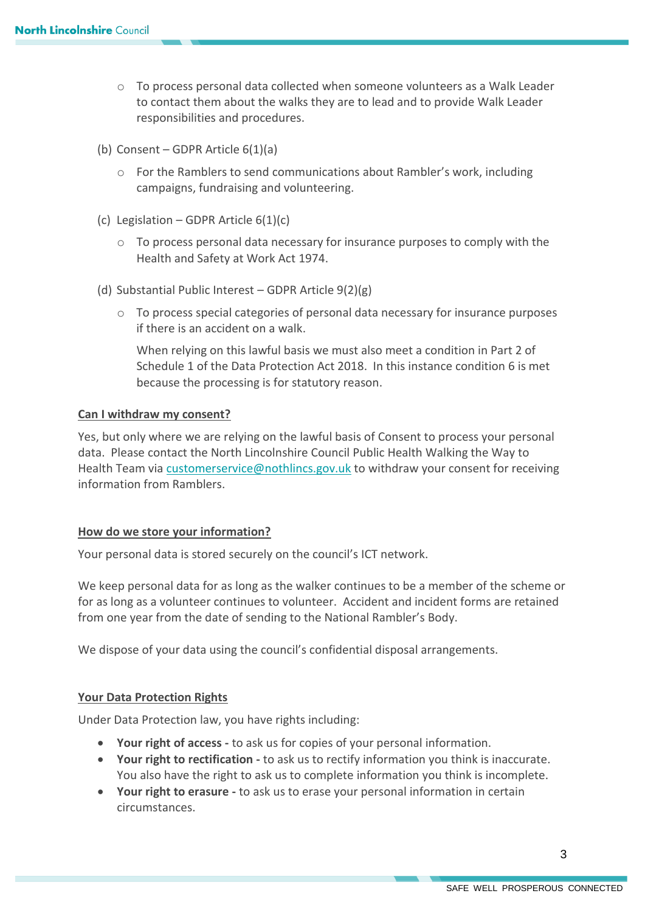- To process personal data collected when someone volunteers as a Walk Leader to contact them about the walks they are to lead and to provide Walk Leader responsibilities and procedures.

(b) Consent – GDPR Article 6(1)(a)

- For the Ramblers to send communications about Rambler's work, including campaigns, fundraising and volunteering.

(c) Legislation – GDPR Article 6(1)(c)

- To process personal data necessary for insurance purposes to comply with the Health and Safety at Work Act 1974.

(d) Substantial Public Interest – GDPR Article 9(2)(g)

- To process special categories of personal data necessary for insurance purposes if there is an accident on a walk.

  When relying on this lawful basis we must also meet a condition in Part 2 of Schedule 1 of the Data Protection Act 2018. In this instance condition 6 is met because the processing is for statutory reason.

## Can I withdraw my consent?

Yes, but only where we are relying on the lawful basis of Consent to process your personal data. Please contact the North Lincolnshire Council Public Health Walking the Way to Health Team via customerservice@nothlincs.gov.uk to withdraw your consent for receiving information from Ramblers.

## How do we store your information?

Your personal data is stored securely on the council's ICT network.

We keep personal data for as long as the walker continues to be a member of the scheme or for as long as a volunteer continues to volunteer. Accident and incident forms are retained from one year from the date of sending to the National Rambler's Body.

We dispose of your data using the council's confidential disposal arrangements.

## Your Data Protection Rights

Under Data Protection law, you have rights including:

- **Your right of access -** to ask us for copies of your personal information.
- **Your right to rectification -** to ask us to rectify information you think is inaccurate. You also have the right to ask us to complete information you think is incomplete.
- **Your right to erasure -** to ask us to erase your personal information in certain circumstances.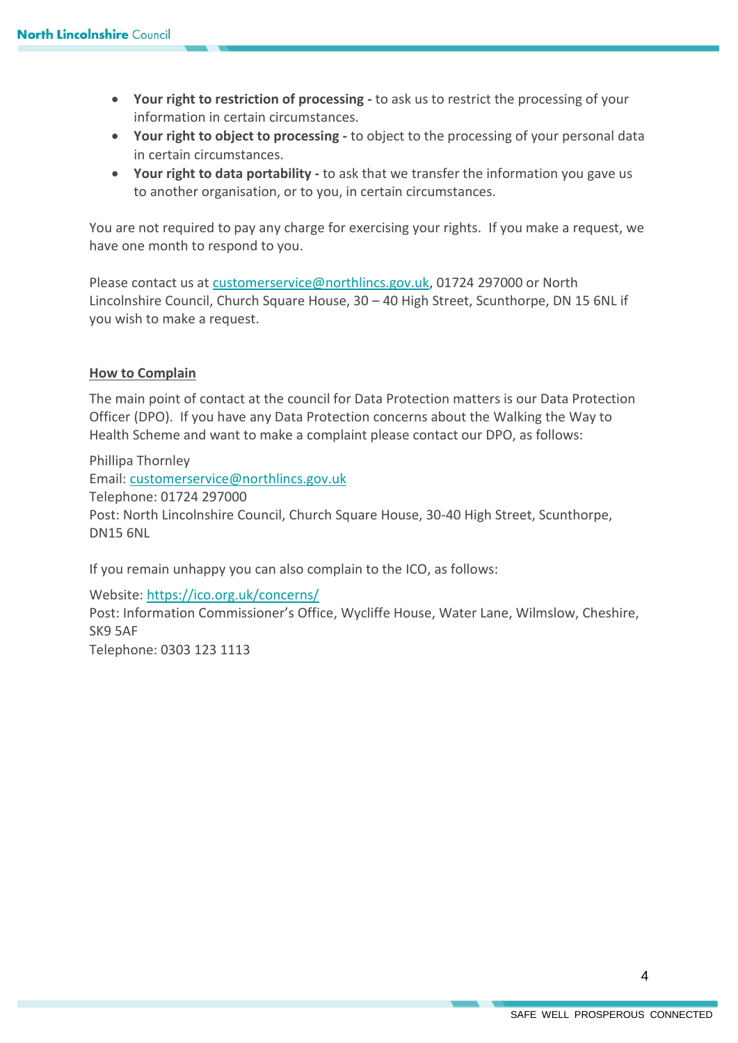- **Your right to restriction of processing -** to ask us to restrict the processing of your information in certain circumstances.
- **Your right to object to processing -** to object to the processing of your personal data in certain circumstances.
- **Your right to data portability -** to ask that we transfer the information you gave us to another organisation, or to you, in certain circumstances.

You are not required to pay any charge for exercising your rights. If you make a request, we have one month to respond to you.

Please contact us at customerservice@northlincs.gov.uk, 01724 297000 or North Lincolnshire Council, Church Square House, 30 – 40 High Street, Scunthorpe, DN 15 6NL if you wish to make a request.

## How to Complain

The main point of contact at the council for Data Protection matters is our Data Protection Officer (DPO). If you have any Data Protection concerns about the Walking the Way to Health Scheme and want to make a complaint please contact our DPO, as follows:

Phillipa Thornley
Email: customerservice@northlincs.gov.uk
Telephone: 01724 297000
Post: North Lincolnshire Council, Church Square House, 30-40 High Street, Scunthorpe, DN15 6NL

If you remain unhappy you can also complain to the ICO, as follows:

Website: https://ico.org.uk/concerns/
Post: Information Commissioner's Office, Wycliffe House, Water Lane, Wilmslow, Cheshire, SK9 5AF
Telephone: 0303 123 1113